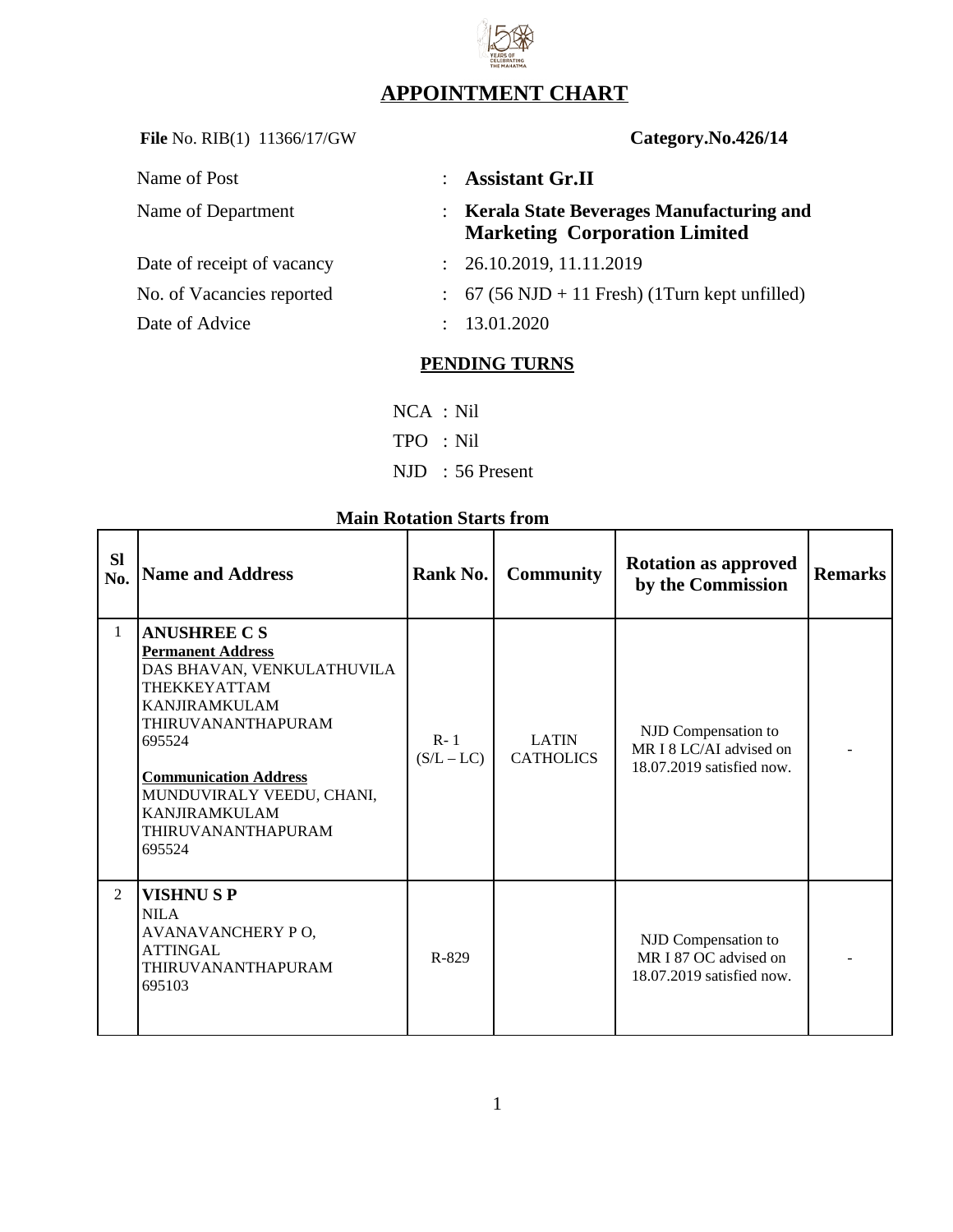# APPOINTMENT CHART

**File** No. RIB(1) 11366/17/GW **Category.No.426/14**

Name of Post : **Assistant Gr.II**

Name of Department : **Kerala State Beverages Manufacturing and Marketing Corporation Limited**

Date of receipt of vacancy : 26.10.2019, 11.11.2019

No. of Vacancies reported : 67 (56 NJD + 11 Fresh) (1Turn kept unfilled)

Date of Advice : 13.01.2020

## PENDING TURNS

NCA : Nil

TPO : Nil

NJD : 56 Present

**Main Rotation Starts from**

| Sl No. | Name and Address | Rank No. | Community | Rotation as approved by the Commission | Remarks |
|---|---|---|---|---|---|
| 1 | **ANUSHREE C S**<br>**Permanent Address**<br>DAS BHAVAN, VENKULATHUVILA<br>THEKKEYATTAM<br>KANJIRAMKULAM<br>THIRUVANANTHAPURAM<br>695524<br>**Communication Address**<br>MUNDUVIRALY VEEDU, CHANI,<br>KANJIRAMKULAM<br>THIRUVANANTHAPURAM<br>695524 | R- 1<br>(S/L – LC) | LATIN CATHOLICS | NJD Compensation to MR I 8 LC/AI advised on 18.07.2019 satisfied now. | - |
| 2 | **VISHNU S P**<br>NILA<br>AVANAVANCHERY P O,<br>ATTINGAL<br>THIRUVANANTHAPURAM<br>695103 | R-829 | | NJD Compensation to MR I 87 OC advised on 18.07.2019 satisfied now. | - |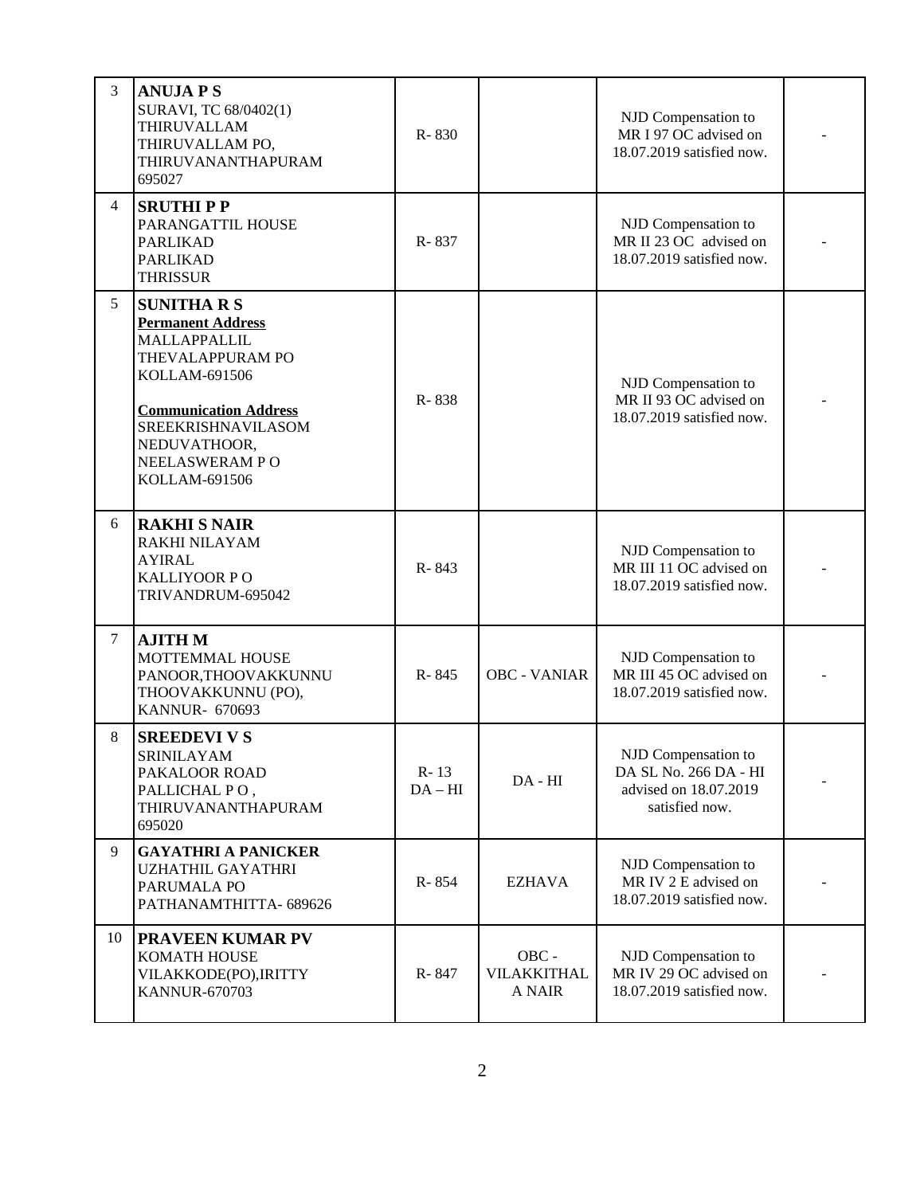| | | | | | |
|---|---|---|---|---|---|
| 3 | **ANUJA P S**<br>SURAVI, TC 68/0402(1)<br>THIRUVALLAM<br>THIRUVALLAM PO,<br>THIRUVANANTHAPURAM<br>695027 | R- 830 | | NJD Compensation to MR I 97 OC advised on 18.07.2019 satisfied now. | - |
| 4 | **SRUTHI P P**<br>PARANGATTIL HOUSE<br>PARLIKAD<br>PARLIKAD<br>THRISSUR | R- 837 | | NJD Compensation to MR II 23 OC advised on 18.07.2019 satisfied now. | - |
| 5 | **SUNITHA R S**<br>**Permanent Address**<br>MALLAPPALLIL<br>THEVALAPPURAM PO<br>KOLLAM-691506<br><br>**Communication Address**<br>SREEKRISHNAVILASOM<br>NEDUVATHOOR,<br>NEELASWERAM P O<br>KOLLAM-691506 | R- 838 | | NJD Compensation to MR II 93 OC advised on 18.07.2019 satisfied now. | - |
| 6 | **RAKHI S NAIR**<br>RAKHI NILAYAM<br>AYIRAL<br>KALLIYOOR P O<br>TRIVANDRUM-695042 | R- 843 | | NJD Compensation to MR III 11 OC advised on 18.07.2019 satisfied now. | - |
| 7 | **AJITH M**<br>MOTTEMMAL HOUSE<br>PANOOR,THOOVAKKUNNU<br>THOOVAKKUNNU (PO),<br>KANNUR- 670693 | R- 845 | OBC - VANIAR | NJD Compensation to MR III 45 OC advised on 18.07.2019 satisfied now. | - |
| 8 | **SREEDEVI V S**<br>SRINILAYAM<br>PAKALOOR ROAD<br>PALLICHAL P O ,<br>THIRUVANANTHAPURAM<br>695020 | R- 13<br>DA – HI | DA - HI | NJD Compensation to DA SL No. 266 DA - HI advised on 18.07.2019 satisfied now. | - |
| 9 | **GAYATHRI A PANICKER**<br>UZHATHIL GAYATHRI<br>PARUMALA PO<br>PATHANAMTHITTA- 689626 | R- 854 | EZHAVA | NJD Compensation to MR IV 2 E advised on 18.07.2019 satisfied now. | - |
| 10 | **PRAVEEN KUMAR PV**<br>KOMATH HOUSE<br>VILAKKODE(PO),IRITTY<br>KANNUR-670703 | R- 847 | OBC - VILAKKITHAL A NAIR | NJD Compensation to MR IV 29 OC advised on 18.07.2019 satisfied now. | - |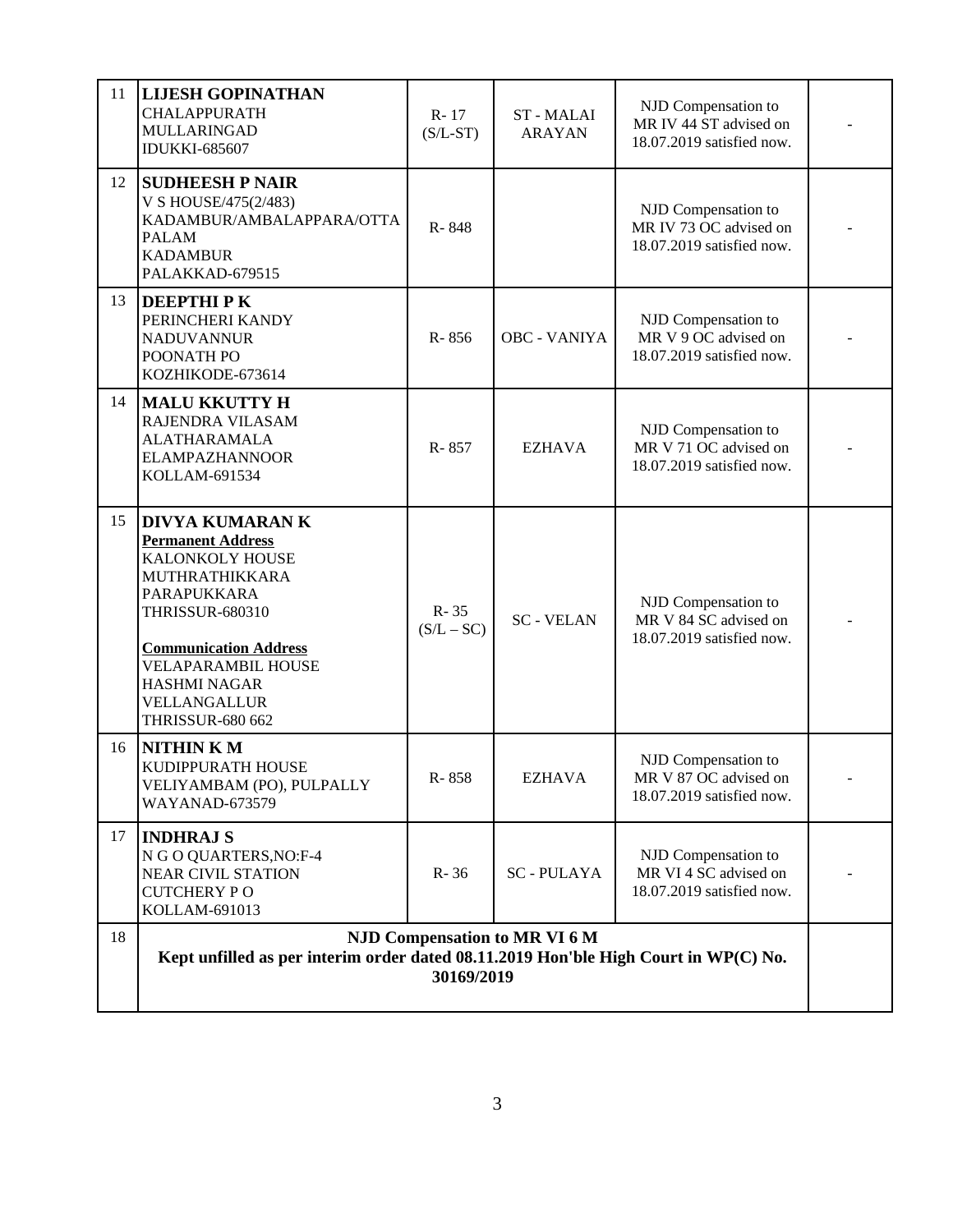| | | | | | |
|---|---|---|---|---|---|
| 11 | **LIJESH GOPINATHAN**<br>CHALAPPURATH<br>MULLARINGAD<br>IDUKKI-685607 | R- 17<br>(S/L-ST) | ST - MALAI ARAYAN | NJD Compensation to MR IV 44 ST advised on 18.07.2019 satisfied now. | - |
| 12 | **SUDHEESH P NAIR**<br>V S HOUSE/475(2/483)<br>KADAMBUR/AMBALAPPARA/OTTA PALAM<br>KADAMBUR<br>PALAKKAD-679515 | R- 848 | | NJD Compensation to MR IV 73 OC advised on 18.07.2019 satisfied now. | - |
| 13 | **DEEPTHI P K**<br>PERINCHERI KANDY<br>NADUVANNUR<br>POONATH PO<br>KOZHIKODE-673614 | R- 856 | OBC - VANIYA | NJD Compensation to MR V 9 OC advised on 18.07.2019 satisfied now. | - |
| 14 | **MALU KKUTTY H**<br>RAJENDRA VILASAM<br>ALATHARAMALA<br>ELAMPAZHANNOOR<br>KOLLAM-691534 | R- 857 | EZHAVA | NJD Compensation to MR V 71 OC advised on 18.07.2019 satisfied now. | - |
| 15 | **DIVYA KUMARAN K**<br>**Permanent Address**<br>KALONKOLY HOUSE<br>MUTHRATHIKKARA<br>PARAPUKKARA<br>THRISSUR-680310<br><br>**Communication Address**<br>VELAPARAMBIL HOUSE<br>HASHMI NAGAR<br>VELLANGALLUR<br>THRISSUR-680 662 | R- 35<br>(S/L – SC) | SC - VELAN | NJD Compensation to MR V 84 SC advised on 18.07.2019 satisfied now. | - |
| 16 | **NITHIN K M**<br>KUDIPPURATH HOUSE<br>VELIYAMBAM (PO), PULPALLY<br>WAYANAD-673579 | R- 858 | EZHAVA | NJD Compensation to MR V 87 OC advised on 18.07.2019 satisfied now. | - |
| 17 | **INDHRAJ S**<br>N G O QUARTERS,NO:F-4<br>NEAR CIVIL STATION<br>CUTCHERY P O<br>KOLLAM-691013 | R- 36 | SC - PULAYA | NJD Compensation to MR VI 4 SC advised on 18.07.2019 satisfied now. | - |
| 18 | **NJD Compensation to MR VI 6 M**<br>**Kept unfilled as per interim order dated 08.11.2019 Hon'ble High Court in WP(C) No. 30169/2019** | | | | |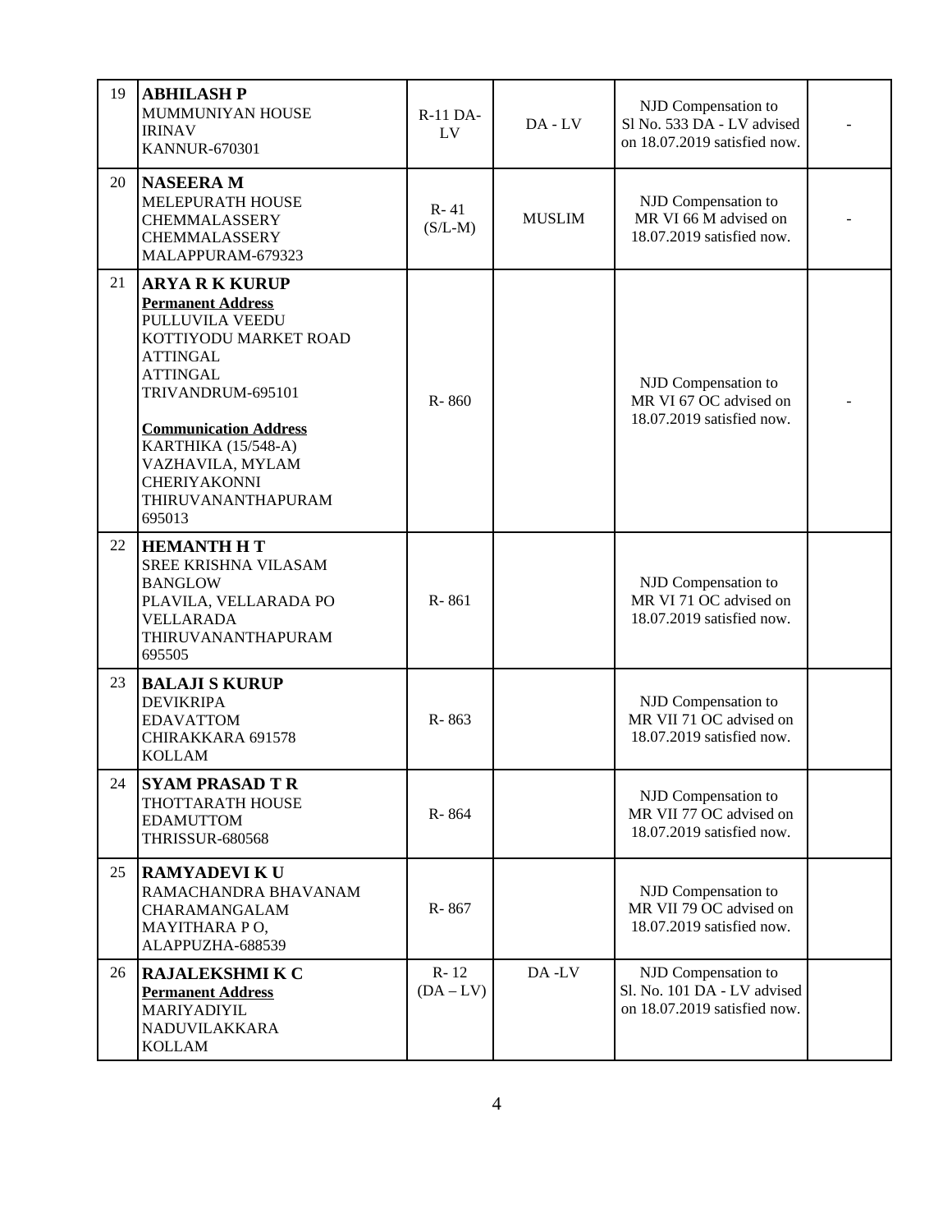| 19 | **ABHILASH P**<br>MUMMUNIYAN HOUSE<br>IRINAV<br>KANNUR-670301 | R-11 DA-LV | DA - LV | NJD Compensation to Sl No. 533 DA - LV advised on 18.07.2019 satisfied now. | - |
|---|---|---|---|---|---|
| 20 | **NASEERA M**<br>MELEPURATH HOUSE<br>CHEMMALASSERY<br>CHEMMALASSERY<br>MALAPPURAM-679323 | R- 41 (S/L-M) | MUSLIM | NJD Compensation to MR VI 66 M advised on 18.07.2019 satisfied now. | - |
| 21 | **ARYA R K KURUP**<br>**Permanent Address**<br>PULLUVILA VEEDU<br>KOTTIYODU MARKET ROAD<br>ATTINGAL<br>ATTINGAL<br>TRIVANDRUM-695101<br><br>**Communication Address**<br>KARTHIKA (15/548-A)<br>VAZHAVILA, MYLAM<br>CHERIYAKONNI<br>THIRUVANANTHAPURAM<br>695013 | R- 860 | | NJD Compensation to MR VI 67 OC advised on 18.07.2019 satisfied now. | - |
| 22 | **HEMANTH H T**<br>SREE KRISHNA VILASAM<br>BANGLOW<br>PLAVILA, VELLARADA PO<br>VELLARADA<br>THIRUVANANTHAPURAM<br>695505 | R- 861 | | NJD Compensation to MR VI 71 OC advised on 18.07.2019 satisfied now. | |
| 23 | **BALAJI S KURUP**<br>DEVIKRIPA<br>EDAVATTOM<br>CHIRAKKARA 691578<br>KOLLAM | R- 863 | | NJD Compensation to MR VII 71 OC advised on 18.07.2019 satisfied now. | |
| 24 | **SYAM PRASAD T R**<br>THOTTARATH HOUSE<br>EDAMUTTOM<br>THRISSUR-680568 | R- 864 | | NJD Compensation to MR VII 77 OC advised on 18.07.2019 satisfied now. | |
| 25 | **RAMYADEVI K U**<br>RAMACHANDRA BHAVANAM<br>CHARAMANGALAM<br>MAYITHARA P O,<br>ALAPPUZHA-688539 | R- 867 | | NJD Compensation to MR VII 79 OC advised on 18.07.2019 satisfied now. | |
| 26 | **RAJALEKSHMI K C**<br>**Permanent Address**<br>MARIYADIYIL<br>NADUVILAKKARA<br>KOLLAM | R- 12 (DA – LV) | DA -LV | NJD Compensation to Sl. No. 101 DA - LV advised on 18.07.2019 satisfied now. | |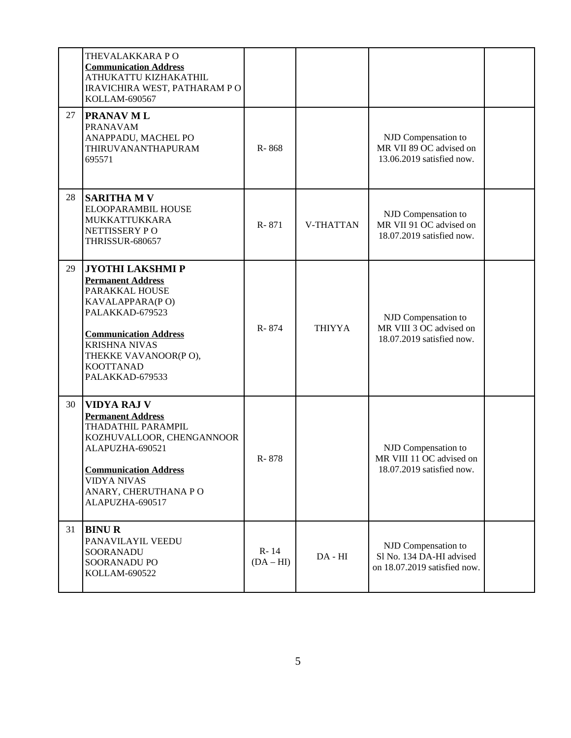| | | | | | |
|---|---|---|---|---|---|
| | THEVALAKKARA P O<br>**Communication Address**<br>ATHUKATTU KIZHAKATHIL<br>IRAVICHIRA WEST, PATHARAM P O<br>KOLLAM-690567 | | | | |
| 27 | **PRANAV M L**<br>PRANAVAM<br>ANAPPADU, MACHEL PO<br>THIRUVANANTHAPURAM<br>695571 | R- 868 | | NJD Compensation to MR VII 89 OC advised on 13.06.2019 satisfied now. | |
| 28 | **SARITHA M V**<br>ELOOPARAMBIL HOUSE<br>MUKKATTUKKARA<br>NETTISSERY P O<br>THRISSUR-680657 | R- 871 | V-THATTAN | NJD Compensation to MR VII 91 OC advised on 18.07.2019 satisfied now. | |
| 29 | **JYOTHI LAKSHMI P**<br>**Permanent Address**<br>PARAKKAL HOUSE<br>KAVALAPPARA(P O)<br>PALAKKAD-679523<br><br>**Communication Address**<br>KRISHNA NIVAS<br>THEKKE VAVANOOR(P O),<br>KOOTTANAD<br>PALAKKAD-679533 | R- 874 | THIYYA | NJD Compensation to MR VIII 3 OC advised on 18.07.2019 satisfied now. | |
| 30 | **VIDYA RAJ V**<br>**Permanent Address**<br>THADATHIL PARAMPIL<br>KOZHUVALLOOR, CHENGANNOOR<br>ALAPUZHA-690521<br><br>**Communication Address**<br>VIDYA NIVAS<br>ANARY, CHERUTHANA P O<br>ALAPUZHA-690517 | R- 878 | | NJD Compensation to MR VIII 11 OC advised on 18.07.2019 satisfied now. | |
| 31 | **BINU R**<br>PANAVILAYIL VEEDU<br>SOORANADU<br>SOORANADU PO<br>KOLLAM-690522 | R- 14<br>(DA – HI) | DA - HI | NJD Compensation to Sl No. 134 DA-HI advised on 18.07.2019 satisfied now. | |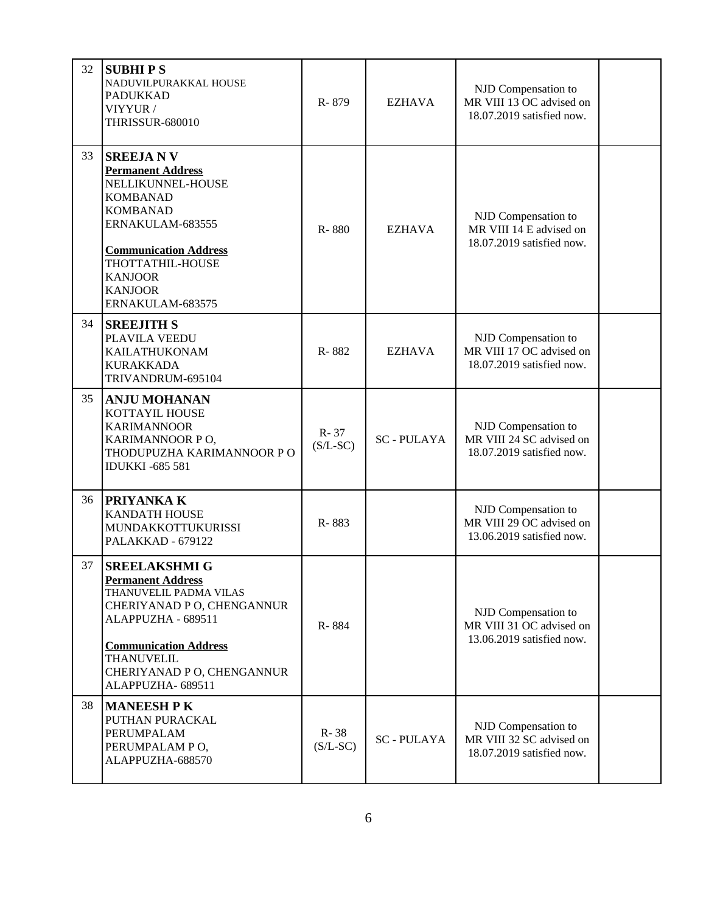| 32 | **SUBHI P S**<br>NADUVILPURAKKAL HOUSE<br>PADUKKAD<br>VIYYUR /<br>THRISSUR-680010 | R- 879 | EZHAVA | NJD Compensation to MR VIII 13 OC advised on 18.07.2019 satisfied now. | |
|---|---|---|---|---|---|
| 33 | **SREEJA N V**<br>**Permanent Address**<br>NELLIKUNNEL-HOUSE<br>KOMBANAD<br>KOMBANAD<br>ERNAKULAM-683555<br><br>**Communication Address**<br>THOTTATHIL-HOUSE<br>KANJOOR<br>KANJOOR<br>ERNAKULAM-683575 | R- 880 | EZHAVA | NJD Compensation to MR VIII 14 E advised on 18.07.2019 satisfied now. | |
| 34 | **SREEJITH S**<br>PLAVILA VEEDU<br>KAILATHUKONAM<br>KURAKKADA<br>TRIVANDRUM-695104 | R- 882 | EZHAVA | NJD Compensation to MR VIII 17 OC advised on 18.07.2019 satisfied now. | |
| 35 | **ANJU MOHANAN**<br>KOTTAYIL HOUSE<br>KARIMANNOOR<br>KARIMANNOOR P O,<br>THODUPUZHA KARIMANNOOR P O<br>IDUKKI -685 581 | R- 37 (S/L-SC) | SC - PULAYA | NJD Compensation to MR VIII 24 SC advised on 18.07.2019 satisfied now. | |
| 36 | **PRIYANKA K**<br>KANDATH HOUSE<br>MUNDAKKOTTUKURISSI<br>PALAKKAD - 679122 | R- 883 | | NJD Compensation to MR VIII 29 OC advised on 13.06.2019 satisfied now. | |
| 37 | **SREELAKSHMI G**<br>**Permanent Address**<br>THANUVELIL PADMA VILAS<br>CHERIYANAD P O, CHENGANNUR<br>ALAPPUZHA - 689511<br><br>**Communication Address**<br>THANUVELIL<br>CHERIYANAD P O, CHENGANNUR<br>ALAPPUZHA- 689511 | R- 884 | | NJD Compensation to MR VIII 31 OC advised on 13.06.2019 satisfied now. | |
| 38 | **MANEESH P K**<br>PUTHAN PURACKAL<br>PERUMPALAM<br>PERUMPALAM P O,<br>ALAPPUZHA-688570 | R- 38 (S/L-SC) | SC - PULAYA | NJD Compensation to MR VIII 32 SC advised on 18.07.2019 satisfied now. | |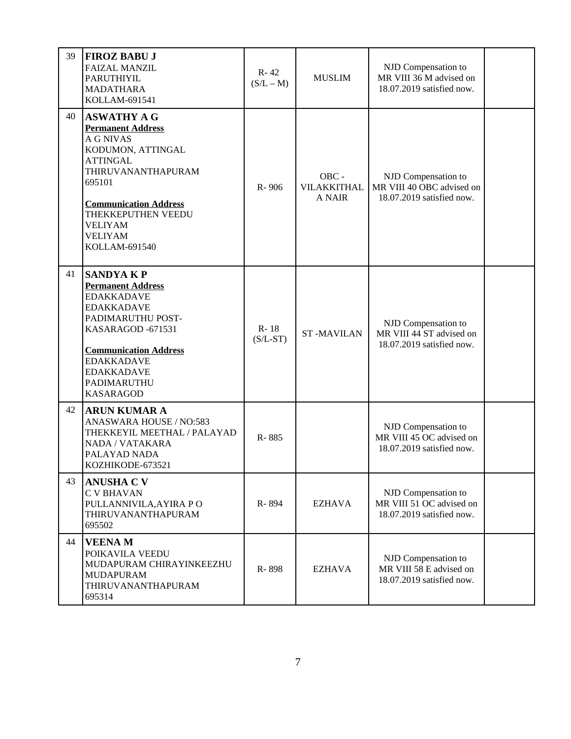| 39 | **FIROZ BABU J**<br>FAIZAL MANZIL<br>PARUTHIYIL<br>MADATHARA<br>KOLLAM-691541 | R- 42<br>(S/L – M) | MUSLIM | NJD Compensation to MR VIII 36 M advised on 18.07.2019 satisfied now. | |
|---|---|---|---|---|---|
| 40 | **ASWATHY A G**<br>**Permanent Address**<br>A G NIVAS<br>KODUMON, ATTINGAL<br>ATTINGAL<br>THIRUVANANTHAPURAM<br>695101<br><br>**Communication Address**<br>THEKKEPUTHEN VEEDU<br>VELIYAM<br>VELIYAM<br>KOLLAM-691540 | R- 906 | OBC - VILAKKITHAL A NAIR | NJD Compensation to MR VIII 40 OBC advised on 18.07.2019 satisfied now. | |
| 41 | **SANDYA K P**<br>**Permanent Address**<br>EDAKKADAVE<br>EDAKKADAVE<br>PADIMARUTHU POST-<br>KASARAGOD -671531<br><br>**Communication Address**<br>EDAKKADAVE<br>EDAKKADAVE<br>PADIMARUTHU<br>KASARAGOD | R- 18<br>(S/L-ST) | ST -MAVILAN | NJD Compensation to MR VIII 44 ST advised on 18.07.2019 satisfied now. | |
| 42 | **ARUN KUMAR A**<br>ANASWARA HOUSE / NO:583<br>THEKKEYIL MEETHAL / PALAYAD<br>NADA / VATAKARA<br>PALAYAD NADA<br>KOZHIKODE-673521 | R- 885 | | NJD Compensation to MR VIII 45 OC advised on 18.07.2019 satisfied now. | |
| 43 | **ANUSHA C V**<br>C V BHAVAN<br>PULLANNIVILA,AYIRA P O<br>THIRUVANANTHAPURAM<br>695502 | R- 894 | EZHAVA | NJD Compensation to MR VIII 51 OC advised on 18.07.2019 satisfied now. | |
| 44 | **VEENA M**<br>POIKAVILA VEEDU<br>MUDAPURAM CHIRAYINKEEZHU<br>MUDAPURAM<br>THIRUVANANTHAPURAM<br>695314 | R- 898 | EZHAVA | NJD Compensation to MR VIII 58 E advised on 18.07.2019 satisfied now. | |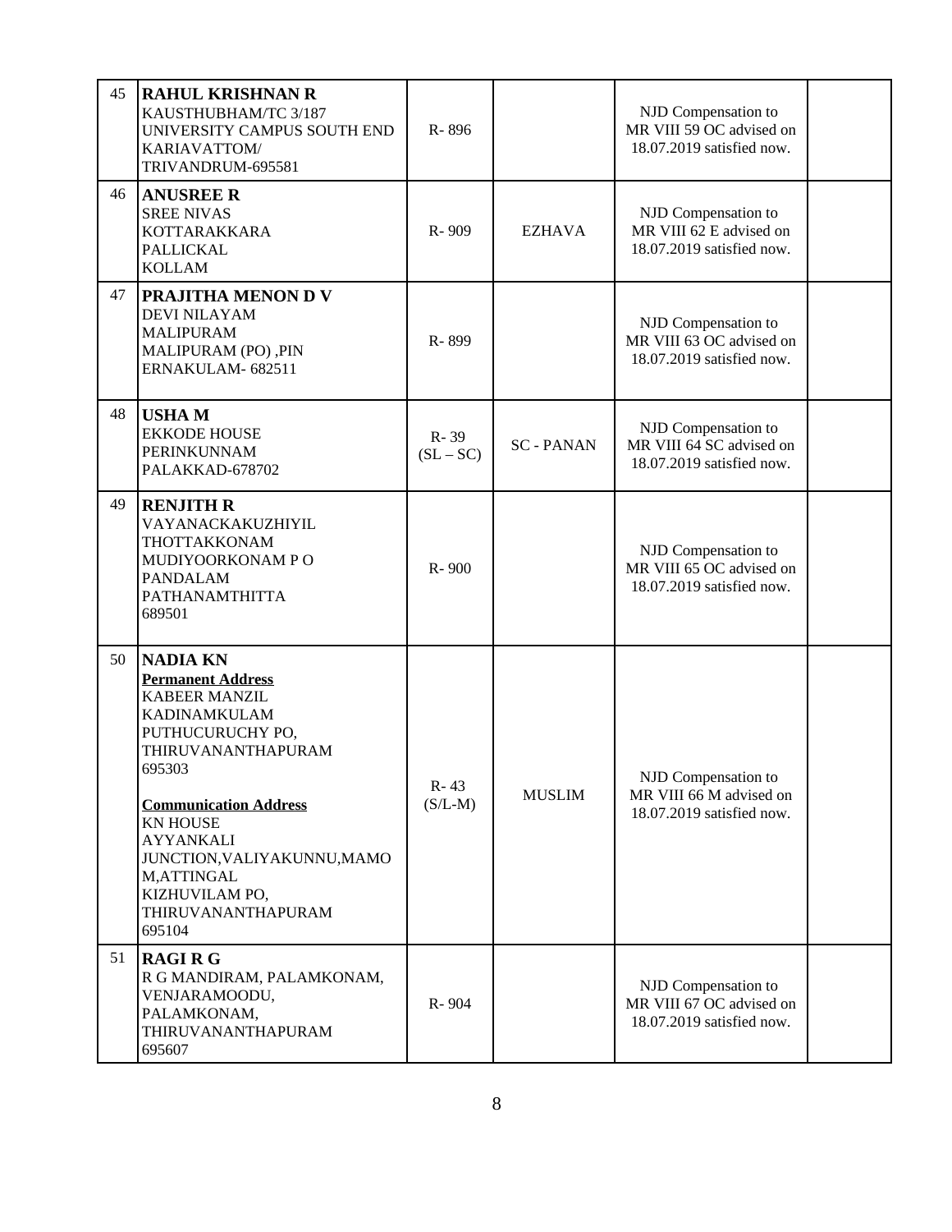| | | | | | |
|---|---|---|---|---|---|
| 45 | **RAHUL KRISHNAN R**<br>KAUSTHUBHAM/TC 3/187<br>UNIVERSITY CAMPUS SOUTH END<br>KARIAVATTOM/<br>TRIVANDRUM-695581 | R- 896 | | NJD Compensation to MR VIII 59 OC advised on 18.07.2019 satisfied now. | |
| 46 | **ANUSREE R**<br>SREE NIVAS<br>KOTTARAKKARA<br>PALLICKAL<br>KOLLAM | R- 909 | EZHAVA | NJD Compensation to MR VIII 62 E advised on 18.07.2019 satisfied now. | |
| 47 | **PRAJITHA MENON D V**<br>DEVI NILAYAM<br>MALIPURAM<br>MALIPURAM (PO) ,PIN<br>ERNAKULAM- 682511 | R- 899 | | NJD Compensation to MR VIII 63 OC advised on 18.07.2019 satisfied now. | |
| 48 | **USHA M**<br>EKKODE HOUSE<br>PERINKUNNAM<br>PALAKKAD-678702 | R- 39<br>(SL – SC) | SC - PANAN | NJD Compensation to MR VIII 64 SC advised on 18.07.2019 satisfied now. | |
| 49 | **RENJITH R**<br>VAYANACKAKUZHIYIL<br>THOTTAKKONAM<br>MUDIYOORKONAM P O<br>PANDALAM<br>PATHANAMTHITTA<br>689501 | R- 900 | | NJD Compensation to MR VIII 65 OC advised on 18.07.2019 satisfied now. | |
| 50 | **NADIA KN**<br>**Permanent Address**<br>KABEER MANZIL<br>KADINAMKULAM<br>PUTHUCURUCHY PO,<br>THIRUVANANTHAPURAM<br>695303<br><br>**Communication Address**<br>KN HOUSE<br>AYYANKALI<br>JUNCTION,VALIYAKUNNU,MAMOM,ATTINGAL<br>KIZHUVILAM PO,<br>THIRUVANANTHAPURAM<br>695104 | R- 43<br>(S/L-M) | MUSLIM | NJD Compensation to MR VIII 66 M advised on 18.07.2019 satisfied now. | |
| 51 | **RAGI R G**<br>R G MANDIRAM, PALAMKONAM,<br>VENJARAMOODU,<br>PALAMKONAM,<br>THIRUVANANTHAPURAM<br>695607 | R- 904 | | NJD Compensation to MR VIII 67 OC advised on 18.07.2019 satisfied now. | |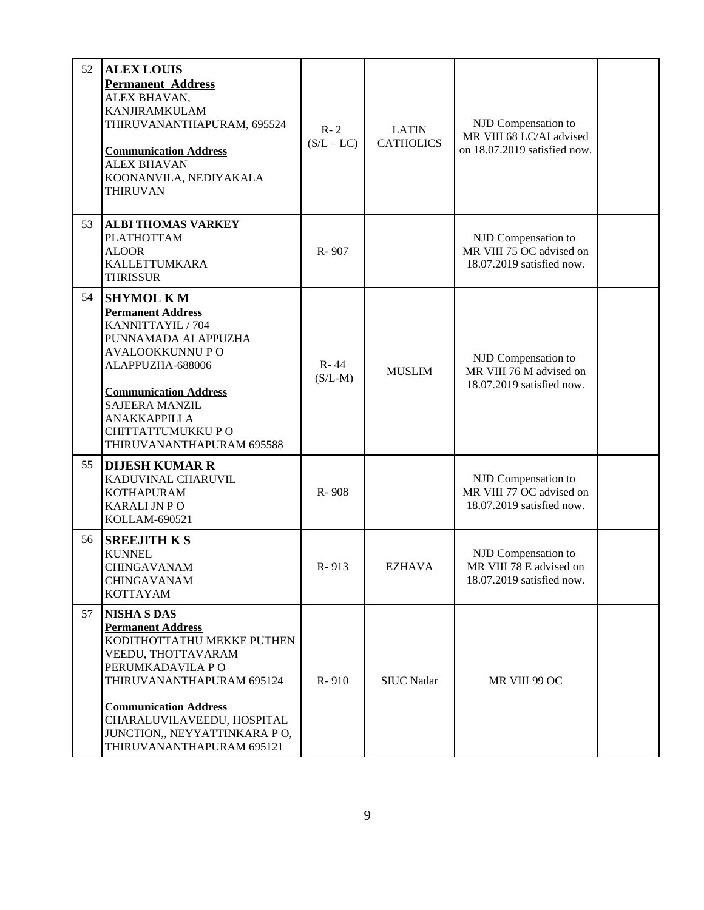| | | | | | |
|---|---|---|---|---|---|
| 52 | **ALEX LOUIS**<br>**Permanent Address**<br>ALEX BHAVAN,<br>KANJIRAMKULAM<br>THIRUVANANTHAPURAM, 695524<br><br>**Communication Address**<br>ALEX BHAVAN<br>KOONANVILA, NEDIYAKALA<br>THIRUVAN | R- 2<br>(S/L – LC) | LATIN CATHOLICS | NJD Compensation to MR VIII 68 LC/AI advised on 18.07.2019 satisfied now. | |
| 53 | **ALBI THOMAS VARKEY**<br>PLATHOTTAM<br>ALOOR<br>KALLETTUMKARA<br>THRISSUR | R- 907 | | NJD Compensation to MR VIII 75 OC advised on 18.07.2019 satisfied now. | |
| 54 | **SHYMOL K M**<br>**Permanent Address**<br>KANNITTAYIL / 704<br>PUNNAMADA ALAPPUZHA<br>AVALOOKKUNNU P O<br>ALAPPUZHA-688006<br><br>**Communication Address**<br>SAJEERA MANZIL<br>ANAKKAPPILLA<br>CHITTATTUMUKKU P O<br>THIRUVANANTHAPURAM 695588 | R- 44<br>(S/L-M) | MUSLIM | NJD Compensation to MR VIII 76 M advised on 18.07.2019 satisfied now. | |
| 55 | **DIJESH KUMAR R**<br>KADUVINAL CHARUVIL<br>KOTHAPURAM<br>KARALI JN P O<br>KOLLAM-690521 | R- 908 | | NJD Compensation to MR VIII 77 OC advised on 18.07.2019 satisfied now. | |
| 56 | **SREEJITH K S**<br>KUNNEL<br>CHINGAVANAM<br>CHINGAVANAM<br>KOTTAYAM | R- 913 | EZHAVA | NJD Compensation to MR VIII 78 E advised on 18.07.2019 satisfied now. | |
| 57 | **NISHA S DAS**<br>**Permanent Address**<br>KODITHOTTATHU MEKKE PUTHEN VEEDU, THOTTAVARAM<br>PERUMKADAVILA P O<br>THIRUVANANTHAPURAM 695124<br><br>**Communication Address**<br>CHARALUVILAVEEDU, HOSPITAL JUNCTION,, NEYYATTINKARA P O,<br>THIRUVANANTHAPURAM 695121 | R- 910 | SIUC Nadar | MR VIII 99 OC | |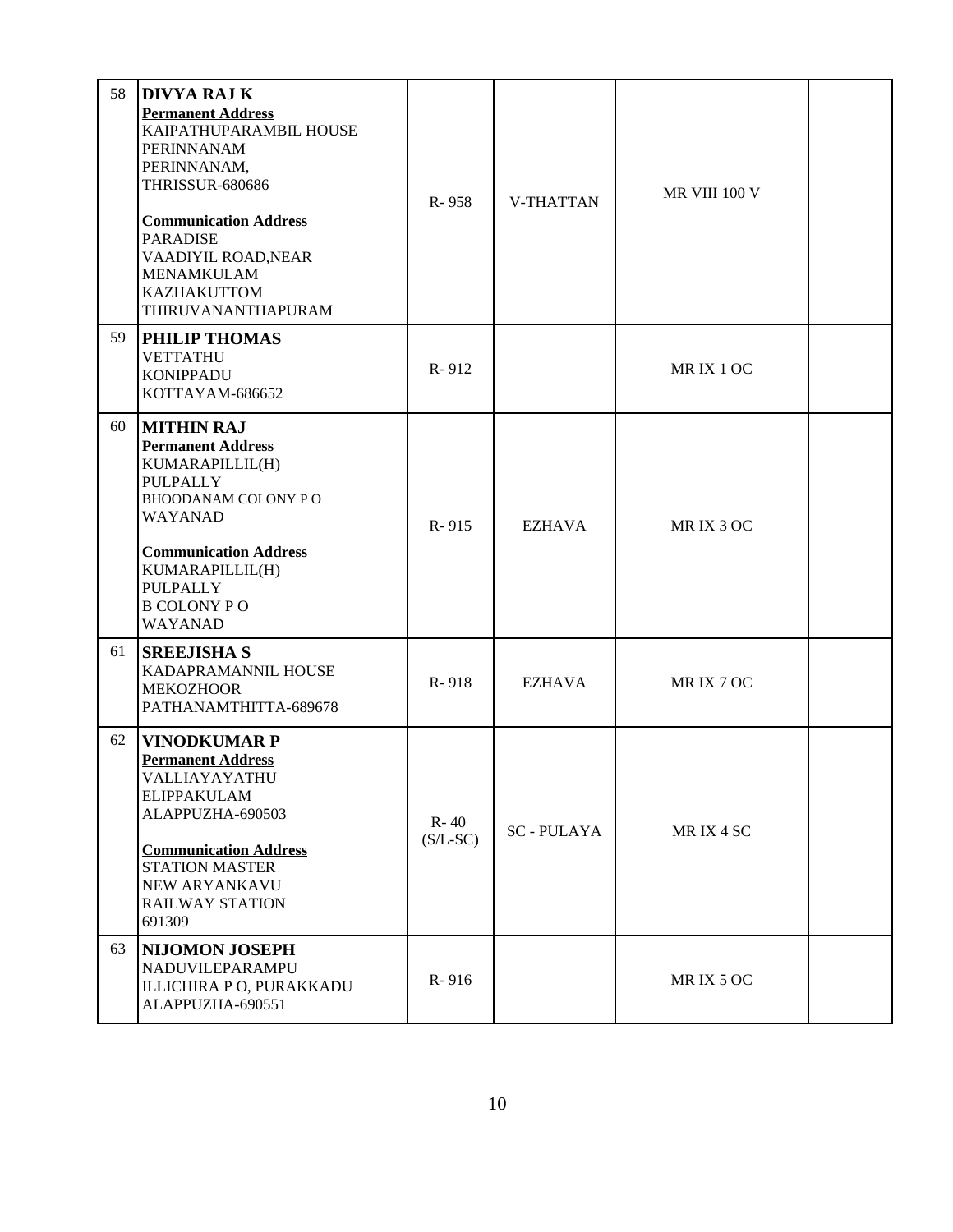| | | | | | |
|---|---|---|---|---|---|
| 58 | **DIVYA RAJ K**<br>**Permanent Address**<br>KAIPATHUPARAMBIL HOUSE<br>PERINNANAM<br>PERINNANAM,<br>THRISSUR-680686<br><br>**Communication Address**<br>PARADISE<br>VAADIYIL ROAD,NEAR<br>MENAMKULAM<br>KAZHAKUTTOM<br>THIRUVANANTHAPURAM | R- 958 | V-THATTAN | MR VIII 100 V | |
| 59 | **PHILIP THOMAS**<br>VETTATHU<br>KONIPPADU<br>KOTTAYAM-686652 | R- 912 | | MR IX 1 OC | |
| 60 | **MITHIN RAJ**<br>**Permanent Address**<br>KUMARAPILLIL(H)<br>PULPALLY<br>BHOODANAM COLONY P O<br>WAYANAD<br><br>**Communication Address**<br>KUMARAPILLIL(H)<br>PULPALLY<br>B COLONY P O<br>WAYANAD | R- 915 | EZHAVA | MR IX 3 OC | |
| 61 | **SREEJISHA S**<br>KADAPRAMANNIL HOUSE<br>MEKOZHOOR<br>PATHANAMTHITTA-689678 | R- 918 | EZHAVA | MR IX 7 OC | |
| 62 | **VINODKUMAR P**<br>**Permanent Address**<br>VALLIAYAYATHU<br>ELIPPAKULAM<br>ALAPPUZHA-690503<br><br>**Communication Address**<br>STATION MASTER<br>NEW ARYANKAVU<br>RAILWAY STATION<br>691309 | R- 40<br>(S/L-SC) | SC - PULAYA | MR IX 4 SC | |
| 63 | **NIJOMON JOSEPH**<br>NADUVILEPARAMPU<br>ILLICHIRA P O, PURAKKADU<br>ALAPPUZHA-690551 | R- 916 | | MR IX 5 OC | |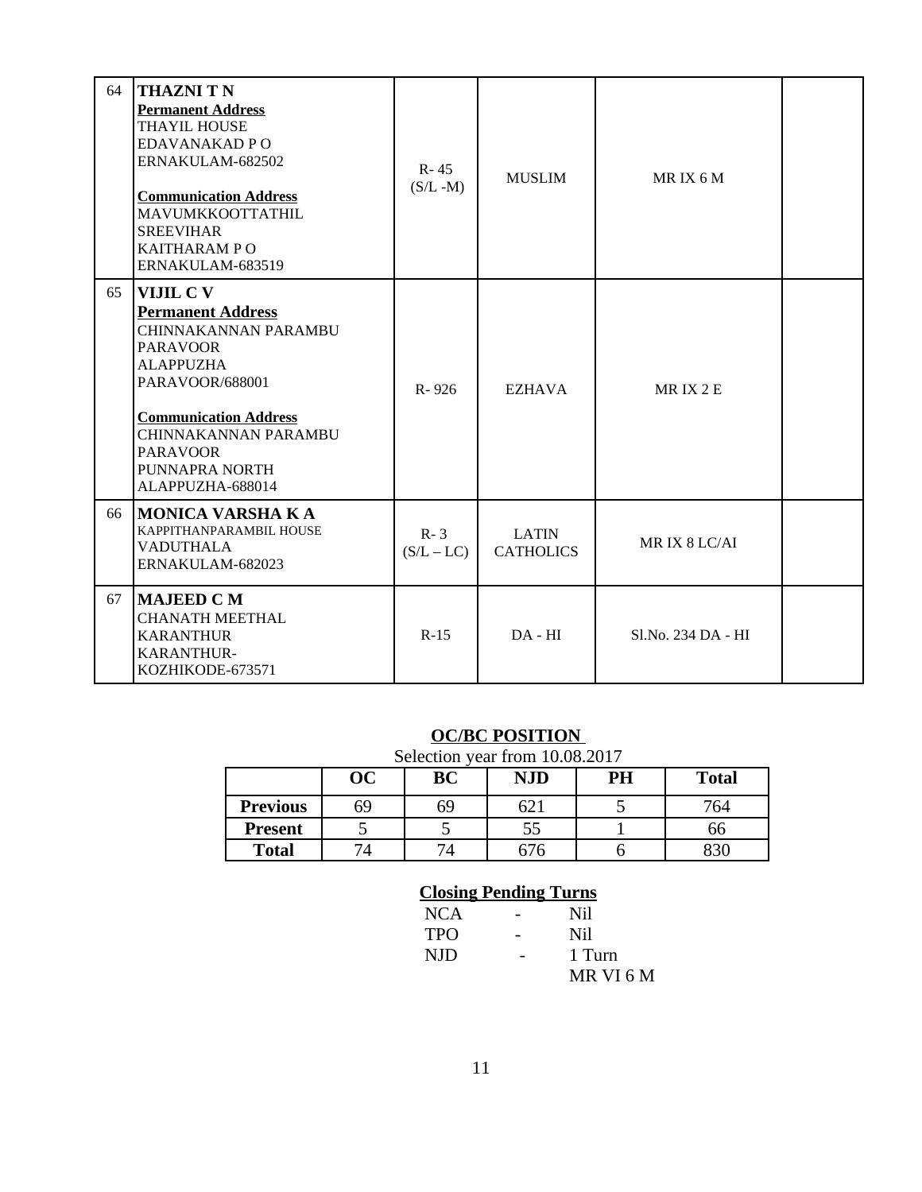| 64 | **THAZNI T N**<br>**Permanent Address**<br>THAYIL HOUSE<br>EDAVANAKAD P O<br>ERNAKULAM-682502<br><br>**Communication Address**<br>MAVUMKKOOTTATHIL<br>SREEVIHAR<br>KAITHARAM P O<br>ERNAKULAM-683519 | R- 45<br>(S/L -M) | MUSLIM | MR IX 6 M | |
|---|---|---|---|---|---|
| 65 | **VIJIL C V**<br>**Permanent Address**<br>CHINNAKANNAN PARAMBU<br>PARAVOOR<br>ALAPPUZHA<br>PARAVOOR/688001<br><br>**Communication Address**<br>CHINNAKANNAN PARAMBU<br>PARAVOOR<br>PUNNAPRA NORTH<br>ALAPPUZHA-688014 | R- 926 | EZHAVA | MR IX 2 E | |
| 66 | **MONICA VARSHA K A**<br>KAPPITHANPARAMBIL HOUSE<br>VADUTHALA<br>ERNAKULAM-682023 | R- 3<br>(S/L – LC) | LATIN CATHOLICS | MR IX 8 LC/AI | |
| 67 | **MAJEED C M**<br>CHANATH MEETHAL<br>KARANTHUR<br>KARANTHUR-<br>KOZHIKODE-673571 | R-15 | DA - HI | Sl.No. 234 DA - HI | |

## OC/BC POSITION

Selection year from 10.08.2017

| | OC | BC | NJD | PH | Total |
|---|---|---|---|---|---|
| **Previous** | 69 | 69 | 621 | 5 | 764 |
| **Present** | 5 | 5 | 55 | 1 | 66 |
| **Total** | 74 | 74 | 676 | 6 | 830 |

**Closing Pending Turns**

NCA - Nil

TPO - Nil

NJD - 1 Turn
MR VI 6 M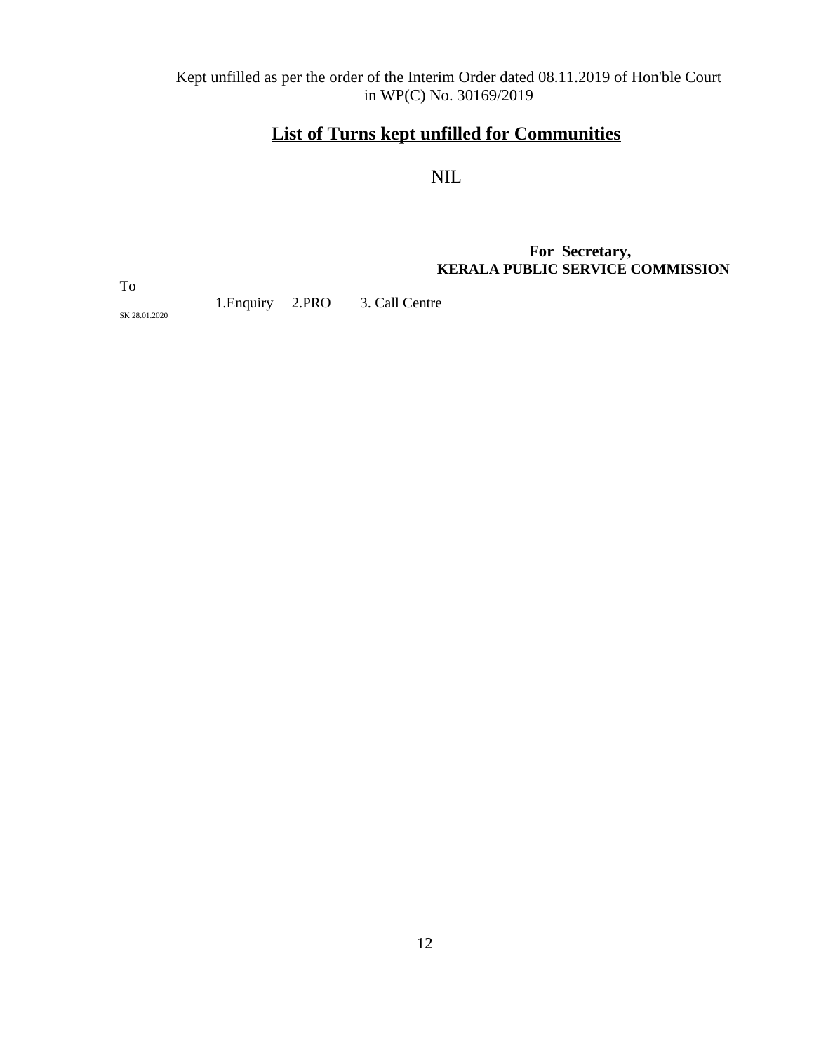Kept unfilled as per the order of the Interim Order dated 08.11.2019 of Hon'ble Court in WP(C) No. 30169/2019

## List of Turns kept unfilled for Communities

NIL

**For Secretary,**
**KERALA PUBLIC SERVICE COMMISSION**

To

1.Enquiry 2.PRO 3. Call Centre

SK 28.01.2020